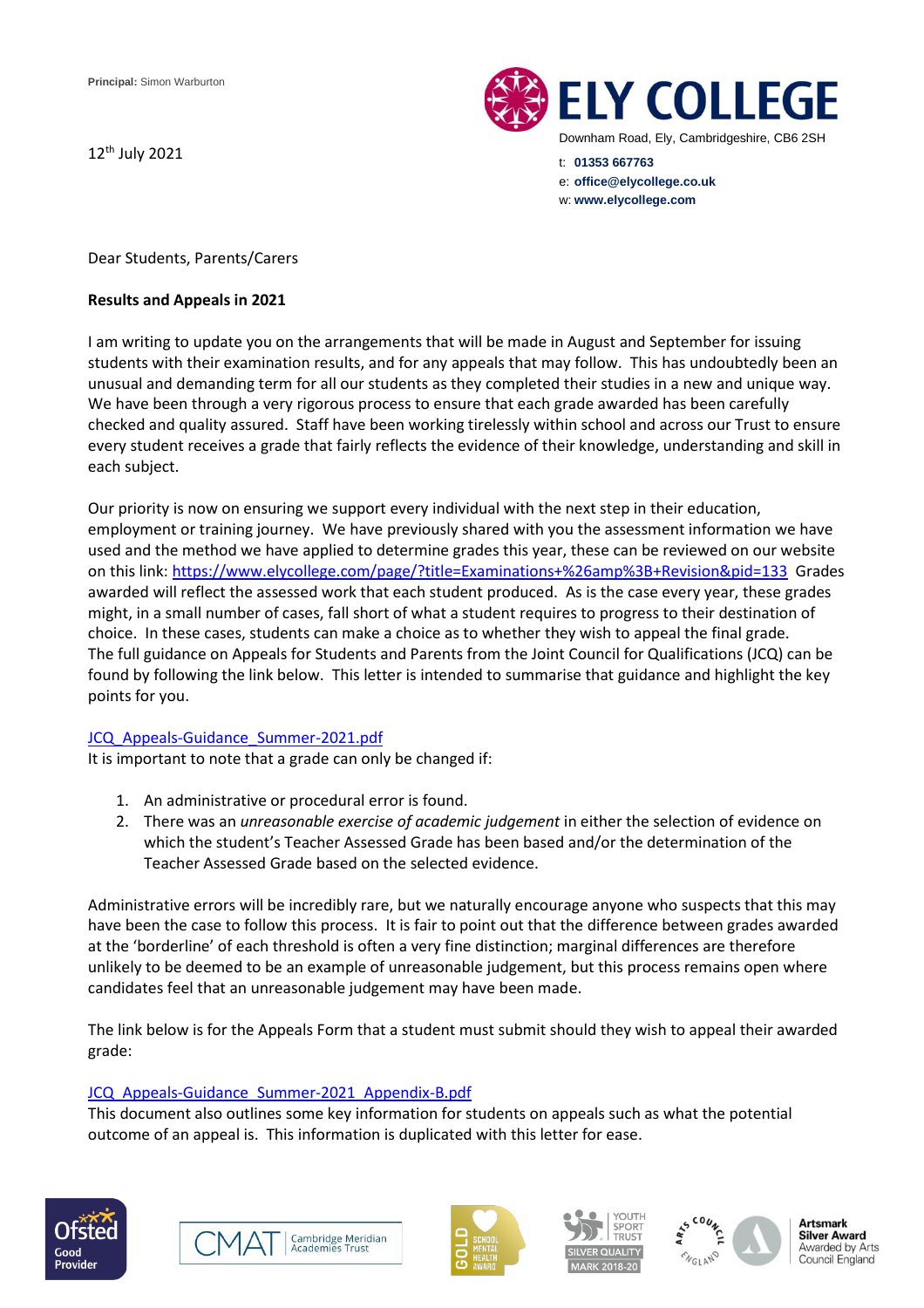**Principal:** Simon Warburton

# ELY COLLEGE

Downham Road, Ely, Cambridgeshire, CB6 2SH

t: **01353 667763**
e: **office@elycollege.co.uk**
w: **www.elycollege.com**

12th July 2021

Dear Students, Parents/Carers

**Results and Appeals in 2021**

I am writing to update you on the arrangements that will be made in August and September for issuing students with their examination results, and for any appeals that may follow. This has undoubtedly been an unusual and demanding term for all our students as they completed their studies in a new and unique way. We have been through a very rigorous process to ensure that each grade awarded has been carefully checked and quality assured. Staff have been working tirelessly within school and across our Trust to ensure every student receives a grade that fairly reflects the evidence of their knowledge, understanding and skill in each subject.

Our priority is now on ensuring we support every individual with the next step in their education, employment or training journey. We have previously shared with you the assessment information we have used and the method we have applied to determine grades this year, these can be reviewed on our website on this link: https://www.elycollege.com/page/?title=Examinations+%26amp%3B+Revision&pid=133 Grades awarded will reflect the assessed work that each student produced. As is the case every year, these grades might, in a small number of cases, fall short of what a student requires to progress to their destination of choice. In these cases, students can make a choice as to whether they wish to appeal the final grade. The full guidance on Appeals for Students and Parents from the Joint Council for Qualifications (JCQ) can be found by following the link below. This letter is intended to summarise that guidance and highlight the key points for you.

JCQ_Appeals-Guidance_Summer-2021.pdf
It is important to note that a grade can only be changed if:

1. An administrative or procedural error is found.
2. There was an *unreasonable exercise of academic judgement* in either the selection of evidence on which the student's Teacher Assessed Grade has been based and/or the determination of the Teacher Assessed Grade based on the selected evidence.

Administrative errors will be incredibly rare, but we naturally encourage anyone who suspects that this may have been the case to follow this process. It is fair to point out that the difference between grades awarded at the 'borderline' of each threshold is often a very fine distinction; marginal differences are therefore unlikely to be deemed to be an example of unreasonable judgement, but this process remains open where candidates feel that an unreasonable judgement may have been made.

The link below is for the Appeals Form that a student must submit should they wish to appeal their awarded grade:

JCQ_Appeals-Guidance_Summer-2021_Appendix-B.pdf
This document also outlines some key information for students on appeals such as what the potential outcome of an appeal is. This information is duplicated with this letter for ease.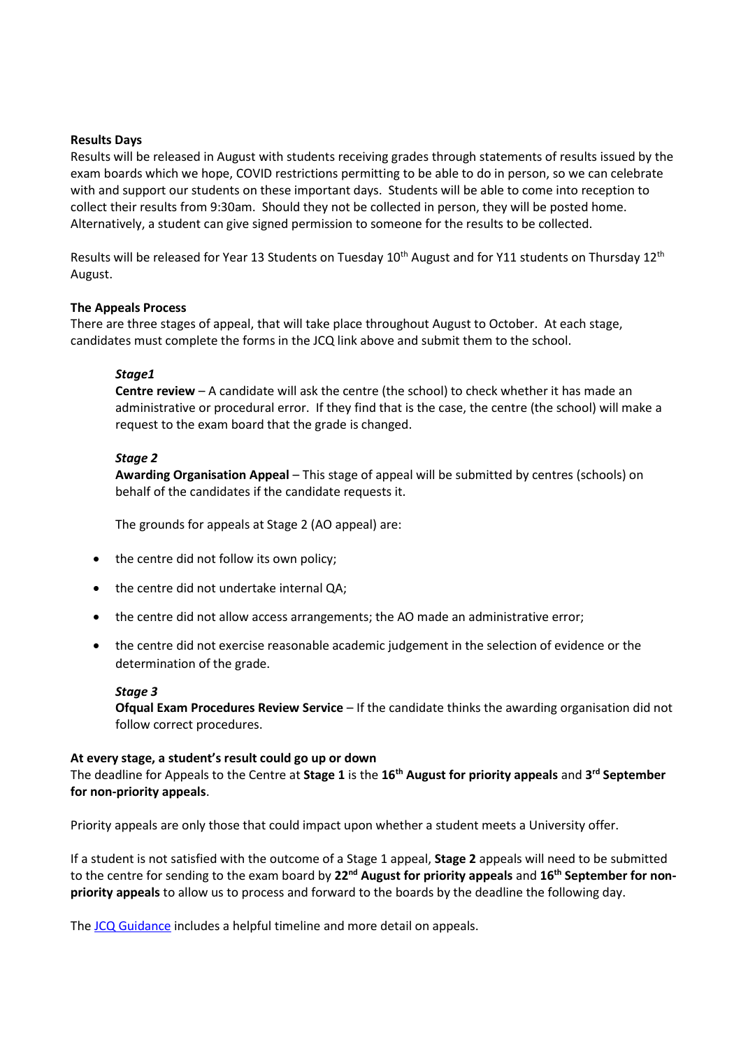**Results Days**

Results will be released in August with students receiving grades through statements of results issued by the exam boards which we hope, COVID restrictions permitting to be able to do in person, so we can celebrate with and support our students on these important days. Students will be able to come into reception to collect their results from 9:30am. Should they not be collected in person, they will be posted home. Alternatively, a student can give signed permission to someone for the results to be collected.

Results will be released for Year 13 Students on Tuesday 10th August and for Y11 students on Thursday 12th August.

**The Appeals Process**

There are three stages of appeal, that will take place throughout August to October. At each stage, candidates must complete the forms in the JCQ link above and submit them to the school.

***Stage1***

**Centre review** – A candidate will ask the centre (the school) to check whether it has made an administrative or procedural error. If they find that is the case, the centre (the school) will make a request to the exam board that the grade is changed.

***Stage 2***

**Awarding Organisation Appeal** – This stage of appeal will be submitted by centres (schools) on behalf of the candidates if the candidate requests it.

The grounds for appeals at Stage 2 (AO appeal) are:

- the centre did not follow its own policy;
- the centre did not undertake internal QA;
- the centre did not allow access arrangements; the AO made an administrative error;
- the centre did not exercise reasonable academic judgement in the selection of evidence or the determination of the grade.

***Stage 3***

**Ofqual Exam Procedures Review Service** – If the candidate thinks the awarding organisation did not follow correct procedures.

**At every stage, a student's result could go up or down**

The deadline for Appeals to the Centre at **Stage 1** is the **16th August for priority appeals** and **3rd September for non-priority appeals**.

Priority appeals are only those that could impact upon whether a student meets a University offer.

If a student is not satisfied with the outcome of a Stage 1 appeal, **Stage 2** appeals will need to be submitted to the centre for sending to the exam board by **22nd August for priority appeals** and **16th September for non-priority appeals** to allow us to process and forward to the boards by the deadline the following day.

The [JCQ Guidance](JCQ Guidance) includes a helpful timeline and more detail on appeals.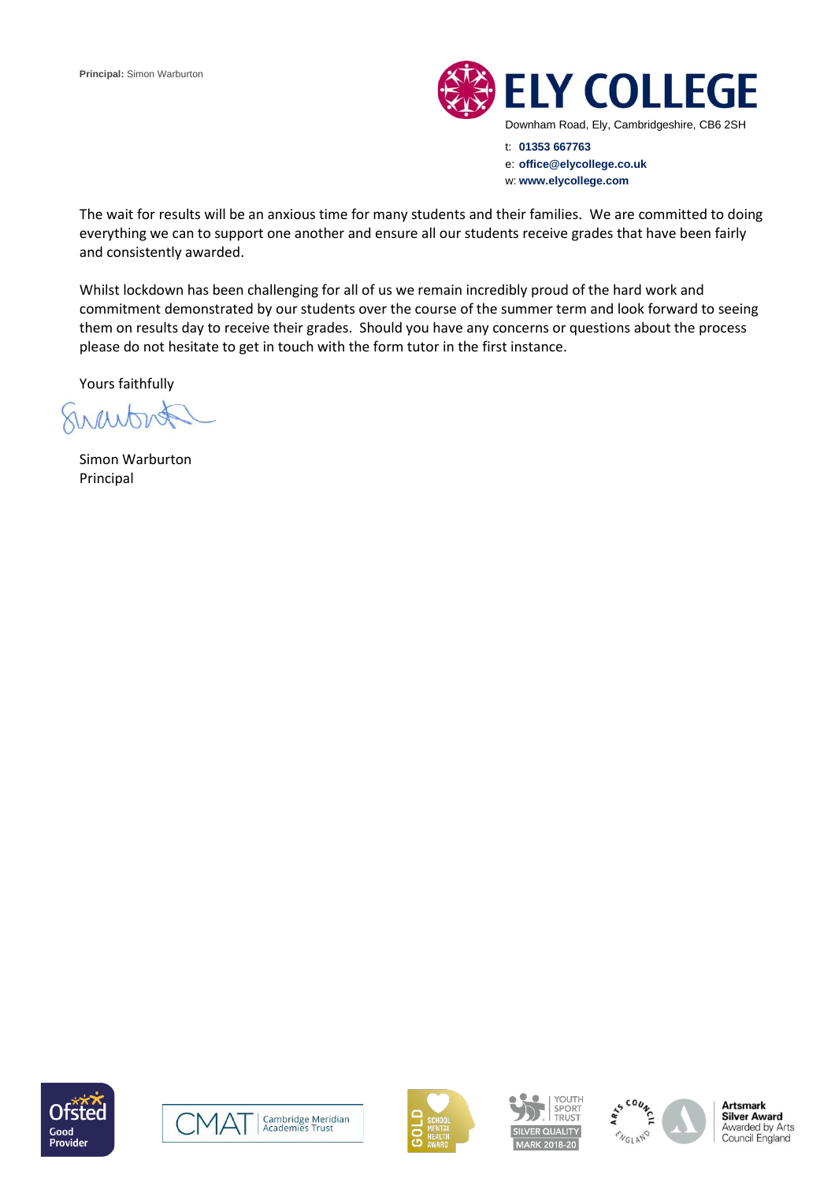The wait for results will be an anxious time for many students and their families. We are committed to doing everything we can to support one another and ensure all our students receive grades that have been fairly and consistently awarded.

Whilst lockdown has been challenging for all of us we remain incredibly proud of the hard work and commitment demonstrated by our students over the course of the summer term and look forward to seeing them on results day to receive their grades. Should you have any concerns or questions about the process please do not hesitate to get in touch with the form tutor in the first instance.

Yours faithfully

Simon Warburton
Principal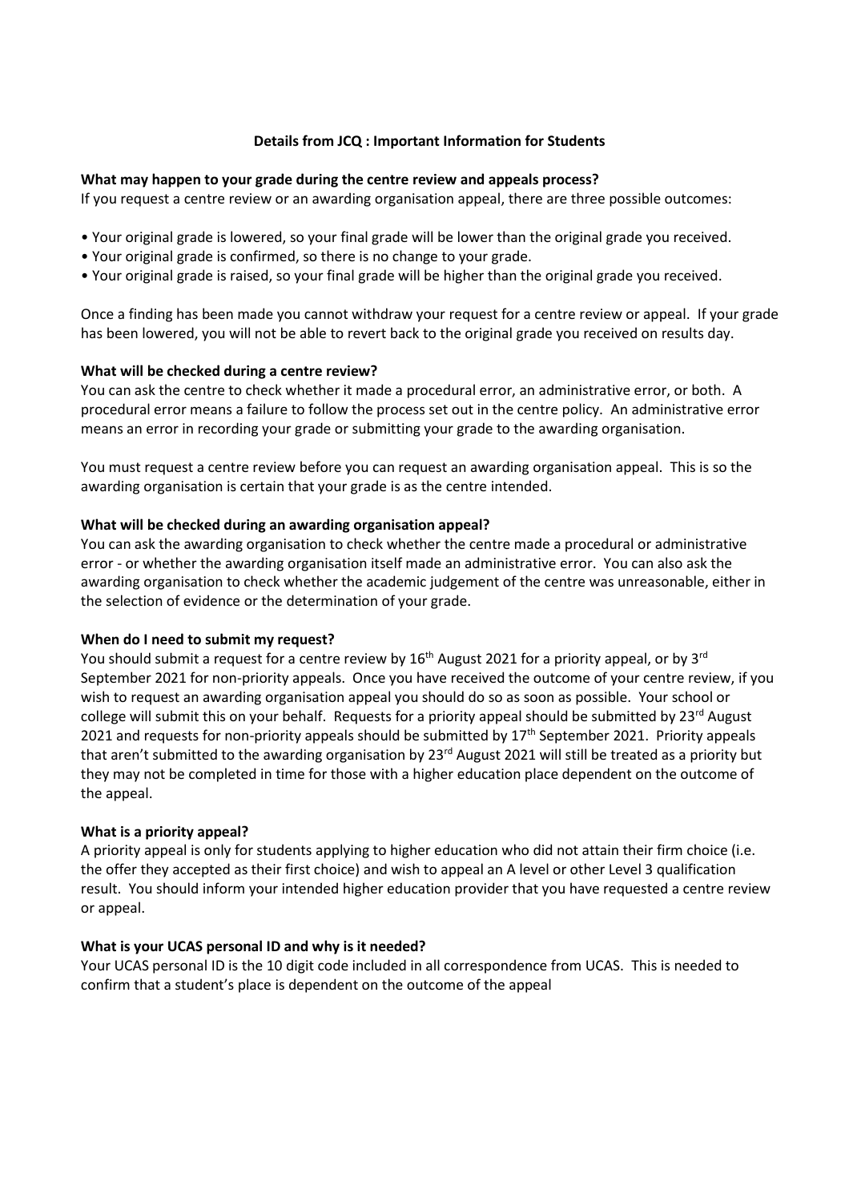## Details from JCQ : Important Information for Students

**What may happen to your grade during the centre review and appeals process?**

If you request a centre review or an awarding organisation appeal, there are three possible outcomes:

- Your original grade is lowered, so your final grade will be lower than the original grade you received.
- Your original grade is confirmed, so there is no change to your grade.
- Your original grade is raised, so your final grade will be higher than the original grade you received.

Once a finding has been made you cannot withdraw your request for a centre review or appeal. If your grade has been lowered, you will not be able to revert back to the original grade you received on results day.

**What will be checked during a centre review?**

You can ask the centre to check whether it made a procedural error, an administrative error, or both. A procedural error means a failure to follow the process set out in the centre policy. An administrative error means an error in recording your grade or submitting your grade to the awarding organisation.

You must request a centre review before you can request an awarding organisation appeal. This is so the awarding organisation is certain that your grade is as the centre intended.

**What will be checked during an awarding organisation appeal?**

You can ask the awarding organisation to check whether the centre made a procedural or administrative error - or whether the awarding organisation itself made an administrative error. You can also ask the awarding organisation to check whether the academic judgement of the centre was unreasonable, either in the selection of evidence or the determination of your grade.

**When do I need to submit my request?**

You should submit a request for a centre review by 16th August 2021 for a priority appeal, or by 3rd September 2021 for non-priority appeals. Once you have received the outcome of your centre review, if you wish to request an awarding organisation appeal you should do so as soon as possible. Your school or college will submit this on your behalf. Requests for a priority appeal should be submitted by 23rd August 2021 and requests for non-priority appeals should be submitted by 17th September 2021. Priority appeals that aren't submitted to the awarding organisation by 23rd August 2021 will still be treated as a priority but they may not be completed in time for those with a higher education place dependent on the outcome of the appeal.

**What is a priority appeal?**

A priority appeal is only for students applying to higher education who did not attain their firm choice (i.e. the offer they accepted as their first choice) and wish to appeal an A level or other Level 3 qualification result. You should inform your intended higher education provider that you have requested a centre review or appeal.

**What is your UCAS personal ID and why is it needed?**

Your UCAS personal ID is the 10 digit code included in all correspondence from UCAS. This is needed to confirm that a student's place is dependent on the outcome of the appeal